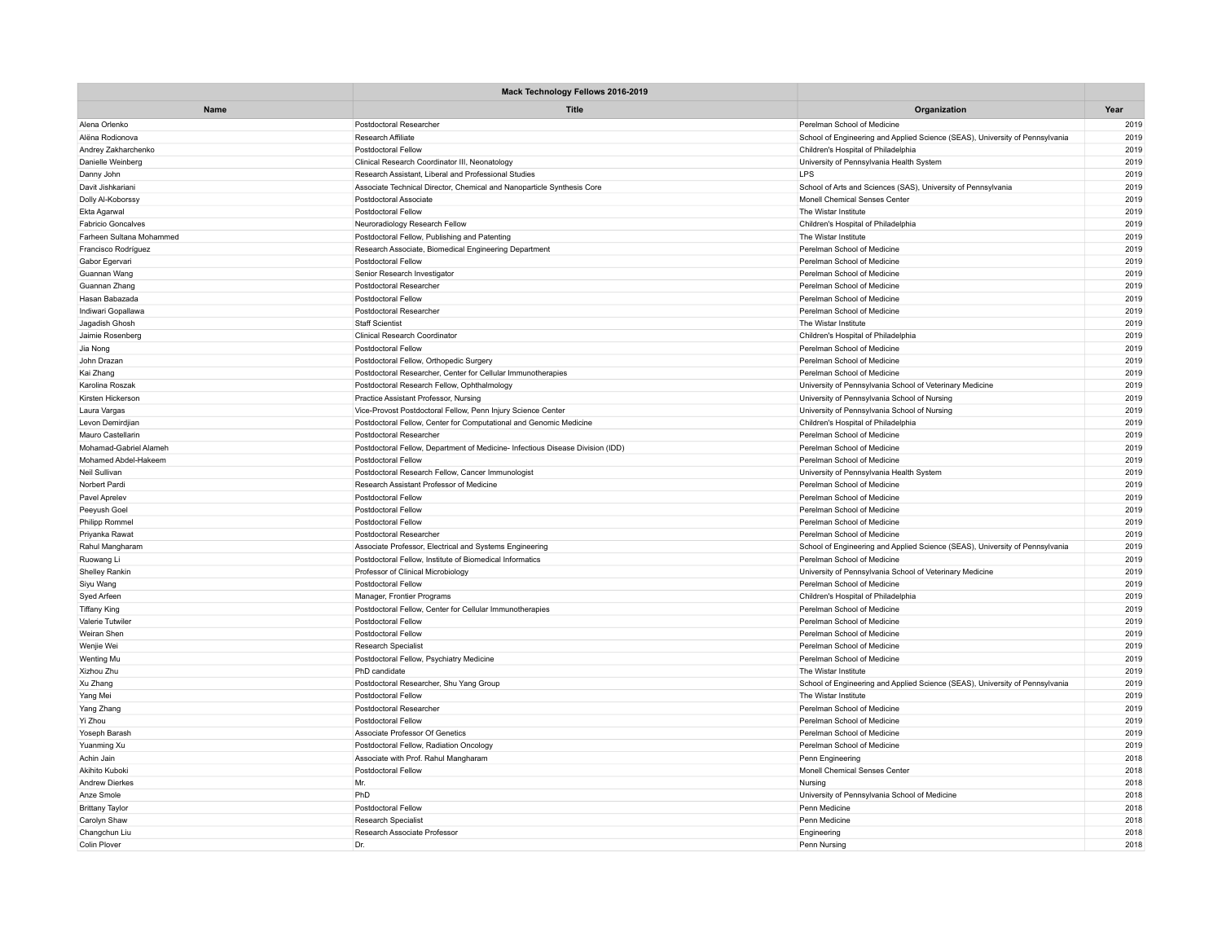| | Mack Technology Fellows 2016-2019 | | |
|---|---|---|---|
| Name | Title | Organization | Year |
| Alena Orlenko | Postdoctoral Researcher | Perelman School of Medicine | 2019 |
| Alëna Rodionova | Research Affiliate | School of Engineering and Applied Science (SEAS), University of Pennsylvania | 2019 |
| Andrey Zakharchenko | Postdoctoral Fellow | Children's Hospital of Philadelphia | 2019 |
| Danielle Weinberg | Clinical Research Coordinator III, Neonatology | University of Pennsylvania Health System | 2019 |
| Danny John | Research Assistant, Liberal and Professional Studies | LPS | 2019 |
| Davit Jishkariani | Associate Technical Director, Chemical and Nanoparticle Synthesis Core | School of Arts and Sciences (SAS), University of Pennsylvania | 2019 |
| Dolly Al-Koborssy | Postdoctoral Associate | Monell Chemical Senses Center | 2019 |
| Ekta Agarwal | Postdoctoral Fellow | The Wistar Institute | 2019 |
| Fabricio Goncalves | Neuroradiology Research Fellow | Children's Hospital of Philadelphia | 2019 |
| Farheen Sultana Mohammed | Postdoctoral Fellow, Publishing and Patenting | The Wistar Institute | 2019 |
| Francisco Rodríguez | Research Associate, Biomedical Engineering Department | Perelman School of Medicine | 2019 |
| Gabor Egervari | Postdoctoral Fellow | Perelman School of Medicine | 2019 |
| Guannan Wang | Senior Research Investigator | Perelman School of Medicine | 2019 |
| Guannan Zhang | Postdoctoral Researcher | Perelman School of Medicine | 2019 |
| Hasan Babazada | Postdoctoral Fellow | Perelman School of Medicine | 2019 |
| Indiwari Gopallawa | Postdoctoral Researcher | Perelman School of Medicine | 2019 |
| Jagadish Ghosh | Staff Scientist | The Wistar Institute | 2019 |
| Jaimie Rosenberg | Clinical Research Coordinator | Children's Hospital of Philadelphia | 2019 |
| Jia Nong | Postdoctoral Fellow | Perelman School of Medicine | 2019 |
| John Drazan | Postdoctoral Fellow, Orthopedic Surgery | Perelman School of Medicine | 2019 |
| Kai Zhang | Postdoctoral Researcher, Center for Cellular Immunotherapies | Perelman School of Medicine | 2019 |
| Karolina Roszak | Postdoctoral Research Fellow, Ophthalmology | University of Pennsylvania School of Veterinary Medicine | 2019 |
| Kirsten Hickerson | Practice Assistant Professor, Nursing | University of Pennsylvania School of Nursing | 2019 |
| Laura Vargas | Vice-Provost Postdoctoral Fellow, Penn Injury Science Center | University of Pennsylvania School of Nursing | 2019 |
| Levon Demirdjian | Postdoctoral Fellow, Center for Computational and Genomic Medicine | Children's Hospital of Philadelphia | 2019 |
| Mauro Castellarin | Postdoctoral Researcher | Perelman School of Medicine | 2019 |
| Mohamad-Gabriel Alameh | Postdoctoral Fellow, Department of Medicine- Infectious Disease Division (IDD) | Perelman School of Medicine | 2019 |
| Mohamed Abdel-Hakeem | Postdoctoral Fellow | Perelman School of Medicine | 2019 |
| Neil Sullivan | Postdoctoral Research Fellow, Cancer Immunologist | University of Pennsylvania Health System | 2019 |
| Norbert Pardi | Research Assistant Professor of Medicine | Perelman School of Medicine | 2019 |
| Pavel Aprelev | Postdoctoral Fellow | Perelman School of Medicine | 2019 |
| Peeyush Goel | Postdoctoral Fellow | Perelman School of Medicine | 2019 |
| Philipp Rommel | Postdoctoral Fellow | Perelman School of Medicine | 2019 |
| Priyanka Rawat | Postdoctoral Researcher | Perelman School of Medicine | 2019 |
| Rahul Mangharam | Associate Professor, Electrical and Systems Engineering | School of Engineering and Applied Science (SEAS), University of Pennsylvania | 2019 |
| Ruowang Li | Postdoctoral Fellow, Institute of Biomedical Informatics | Perelman School of Medicine | 2019 |
| Shelley Rankin | Professor of Clinical Microbiology | University of Pennsylvania School of Veterinary Medicine | 2019 |
| Siyu Wang | Postdoctoral Fellow | Perelman School of Medicine | 2019 |
| Syed Arfeen | Manager, Frontier Programs | Children's Hospital of Philadelphia | 2019 |
| Tiffany King | Postdoctoral Fellow, Center for Cellular Immunotherapies | Perelman School of Medicine | 2019 |
| Valerie Tutwiler | Postdoctoral Fellow | Perelman School of Medicine | 2019 |
| Weiran Shen | Postdoctoral Fellow | Perelman School of Medicine | 2019 |
| Wenjie Wei | Research Specialist | Perelman School of Medicine | 2019 |
| Wenting Mu | Postdoctoral Fellow, Psychiatry Medicine | Perelman School of Medicine | 2019 |
| Xizhou Zhu | PhD candidate | The Wistar Institute | 2019 |
| Xu Zhang | Postdoctoral Researcher, Shu Yang Group | School of Engineering and Applied Science (SEAS), University of Pennsylvania | 2019 |
| Yang Mei | Postdoctoral Fellow | The Wistar Institute | 2019 |
| Yang Zhang | Postdoctoral Researcher | Perelman School of Medicine | 2019 |
| Yi Zhou | Postdoctoral Fellow | Perelman School of Medicine | 2019 |
| Yoseph Barash | Associate Professor Of Genetics | Perelman School of Medicine | 2019 |
| Yuanming Xu | Postdoctoral Fellow, Radiation Oncology | Perelman School of Medicine | 2019 |
| Achin Jain | Associate with Prof. Rahul Mangharam | Penn Engineering | 2018 |
| Akihito Kuboki | Postdoctoral Fellow | Monell Chemical Senses Center | 2018 |
| Andrew Dierkes | Mr. | Nursing | 2018 |
| Anze Smole | PhD | University of Pennsylvania School of Medicine | 2018 |
| Brittany Taylor | Postdoctoral Fellow | Penn Medicine | 2018 |
| Carolyn Shaw | Research Specialist | Penn Medicine | 2018 |
| Changchun Liu | Research Associate Professor | Engineering | 2018 |
| Colin Plover | Dr. | Penn Nursing | 2018 |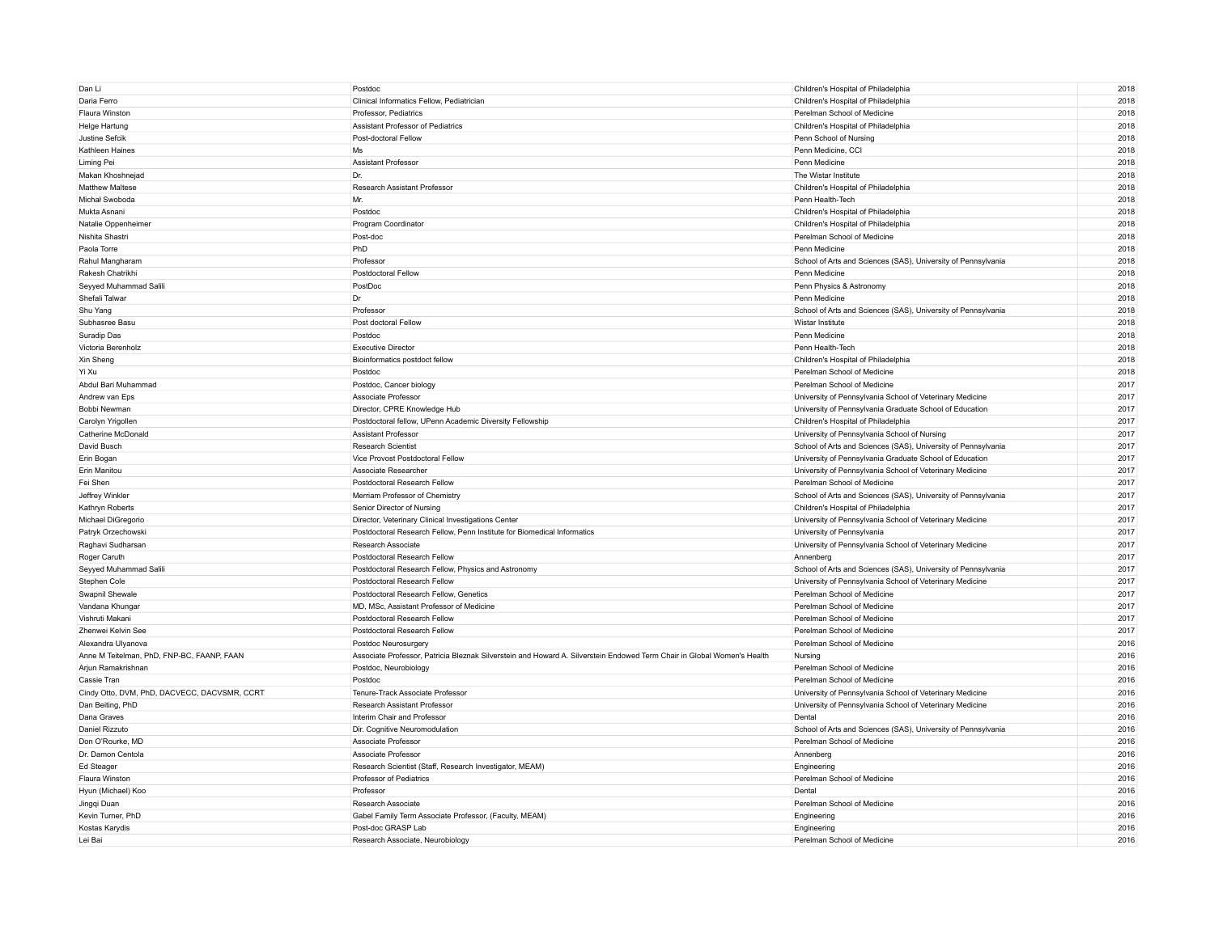| | | | |
|---|---|---|---|
| Dan Li | Postdoc | Children's Hospital of Philadelphia | 2018 |
| Daria Ferro | Clinical Informatics Fellow, Pediatrician | Children's Hospital of Philadelphia | 2018 |
| Flaura Winston | Professor, Pediatrics | Perelman School of Medicine | 2018 |
| Helge Hartung | Assistant Professor of Pediatrics | Children's Hospital of Philadelphia | 2018 |
| Justine Sefcik | Post-doctoral Fellow | Penn School of Nursing | 2018 |
| Kathleen Haines | Ms | Penn Medicine, CCI | 2018 |
| Liming Pei | Assistant Professor | Penn Medicine | 2018 |
| Makan Khoshnejad | Dr. | The Wistar Institute | 2018 |
| Matthew Maltese | Research Assistant Professor | Children's Hospital of Philadelphia | 2018 |
| Michał Swoboda | Mr. | Penn Health-Tech | 2018 |
| Mukta Asnani | Postdoc | Children's Hospital of Philadelphia | 2018 |
| Natalie Oppenheimer | Program Coordinator | Children's Hospital of Philadelphia | 2018 |
| Nishita Shastri | Post-doc | Perelman School of Medicine | 2018 |
| Paola Torre | PhD | Penn Medicine | 2018 |
| Rahul Mangharam | Professor | School of Arts and Sciences (SAS), University of Pennsylvania | 2018 |
| Rakesh Chatrikhi | Postdoctoral Fellow | Penn Medicine | 2018 |
| Seyyed Muhammad Salili | PostDoc | Penn Physics & Astronomy | 2018 |
| Shefali Talwar | Dr | Penn Medicine | 2018 |
| Shu Yang | Professor | School of Arts and Sciences (SAS), University of Pennsylvania | 2018 |
| Subhasree Basu | Post doctoral Fellow | Wistar Institute | 2018 |
| Suradip Das | Postdoc | Penn Medicine | 2018 |
| Victoria Berenholz | Executive Director | Penn Health-Tech | 2018 |
| Xin Sheng | Bioinformatics postdoct fellow | Children's Hospital of Philadelphia | 2018 |
| Yi Xu | Postdoc | Perelman School of Medicine | 2018 |
| Abdul Bari Muhammad | Postdoc, Cancer biology | Perelman School of Medicine | 2017 |
| Andrew van Eps | Associate Professor | University of Pennsylvania School of Veterinary Medicine | 2017 |
| Bobbi Newman | Director, CPRE Knowledge Hub | University of Pennsylvania Graduate School of Education | 2017 |
| Carolyn Yrigollen | Postdoctoral fellow, UPenn Academic Diversity Fellowship | Children's Hospital of Philadelphia | 2017 |
| Catherine McDonald | Assistant Professor | University of Pennsylvania School of Nursing | 2017 |
| David Busch | Research Scientist | School of Arts and Sciences (SAS), University of Pennsylvania | 2017 |
| Erin Bogan | Vice Provost Postdoctoral Fellow | University of Pennsylvania Graduate School of Education | 2017 |
| Erin Manitou | Associate Researcher | University of Pennsylvania School of Veterinary Medicine | 2017 |
| Fei Shen | Postdoctoral Research Fellow | Perelman School of Medicine | 2017 |
| Jeffrey Winkler | Merriam Professor of Chemistry | School of Arts and Sciences (SAS), University of Pennsylvania | 2017 |
| Kathryn Roberts | Senior Director of Nursing | Children's Hospital of Philadelphia | 2017 |
| Michael DiGregorio | Director, Veterinary Clinical Investigations Center | University of Pennsylvania School of Veterinary Medicine | 2017 |
| Patryk Orzechowski | Postdoctoral Research Fellow, Penn Institute for Biomedical Informatics | University of Pennsylvania | 2017 |
| Raghavi Sudharsan | Research Associate | University of Pennsylvania School of Veterinary Medicine | 2017 |
| Roger Caruth | Postdoctoral Research Fellow | Annenberg | 2017 |
| Seyyed Muhammad Salili | Postdoctoral Research Fellow, Physics and Astronomy | School of Arts and Sciences (SAS), University of Pennsylvania | 2017 |
| Stephen Cole | Postdoctoral Research Fellow | University of Pennsylvania School of Veterinary Medicine | 2017 |
| Swapnil Shewale | Postdoctoral Research Fellow, Genetics | Perelman School of Medicine | 2017 |
| Vandana Khungar | MD, MSc, Assistant Professor of Medicine | Perelman School of Medicine | 2017 |
| Vishruti Makani | Postdoctoral Research Fellow | Perelman School of Medicine | 2017 |
| Zhenwei Kelvin See | Postdoctoral Research Fellow | Perelman School of Medicine | 2017 |
| Alexandra Ulyanova | Postdoc Neurosurgery | Perelman School of Medicine | 2016 |
| Anne M Teitelman, PhD, FNP-BC, FAANP, FAAN | Associate Professor, Patricia Bleznak Silverstein and Howard A. Silverstein Endowed Term Chair in Global Women's Health | Nursing | 2016 |
| Arjun Ramakrishnan | Postdoc, Neurobiology | Perelman School of Medicine | 2016 |
| Cassie Tran | Postdoc | Perelman School of Medicine | 2016 |
| Cindy Otto, DVM, PhD, DACVECC, DACVSMR, CCRT | Tenure-Track Associate Professor | University of Pennsylvania School of Veterinary Medicine | 2016 |
| Dan Beiting, PhD | Research Assistant Professor | University of Pennsylvania School of Veterinary Medicine | 2016 |
| Dana Graves | Interim Chair and Professor | Dental | 2016 |
| Daniel Rizzuto | Dir. Cognitive Neuromodulation | School of Arts and Sciences (SAS), University of Pennsylvania | 2016 |
| Don O'Rourke, MD | Associate Professor | Perelman School of Medicine | 2016 |
| Dr. Damon Centola | Associate Professor | Annenberg | 2016 |
| Ed Steager | Research Scientist (Staff, Research Investigator, MEAM) | Engineering | 2016 |
| Flaura Winston | Professor of Pediatrics | Perelman School of Medicine | 2016 |
| Hyun (Michael) Koo | Professor | Dental | 2016 |
| Jingqi Duan | Research Associate | Perelman School of Medicine | 2016 |
| Kevin Turner, PhD | Gabel Family Term Associate Professor, (Faculty, MEAM) | Engineering | 2016 |
| Kostas Karydis | Post-doc GRASP Lab | Engineering | 2016 |
| Lei Bai | Research Associate, Neurobiology | Perelman School of Medicine | 2016 |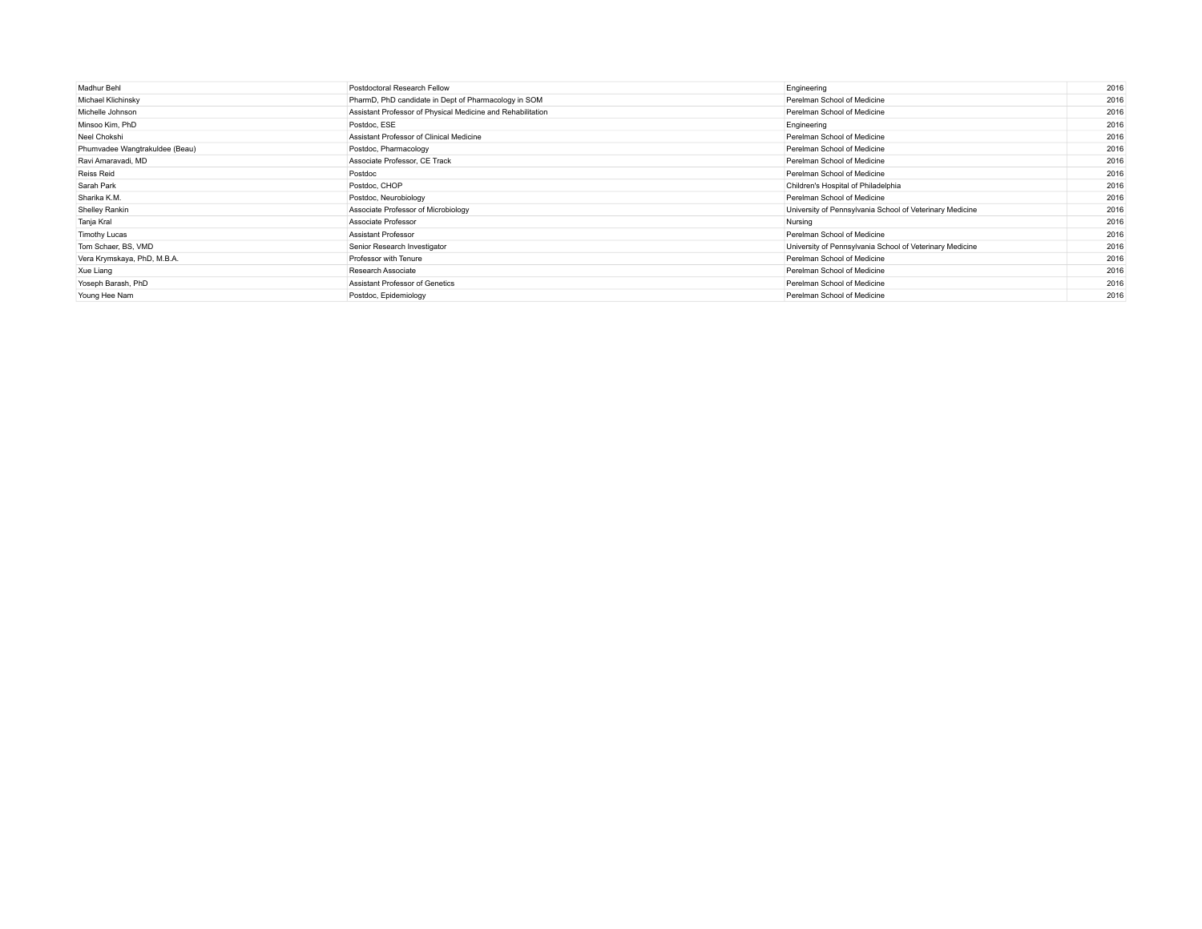| | | | |
|---|---|---|---|
| Madhur Behl | Postdoctoral Research Fellow | Engineering | 2016 |
| Michael Klichinsky | PharmD, PhD candidate in Dept of Pharmacology in SOM | Perelman School of Medicine | 2016 |
| Michelle Johnson | Assistant Professor of Physical Medicine and Rehabilitation | Perelman School of Medicine | 2016 |
| Minsoo Kim, PhD | Postdoc, ESE | Engineering | 2016 |
| Neel Chokshi | Assistant Professor of Clinical Medicine | Perelman School of Medicine | 2016 |
| Phumvadee Wangtrakuldee (Beau) | Postdoc, Pharmacology | Perelman School of Medicine | 2016 |
| Ravi Amaravadi, MD | Associate Professor, CE Track | Perelman School of Medicine | 2016 |
| Reiss Reid | Postdoc | Perelman School of Medicine | 2016 |
| Sarah Park | Postdoc, CHOP | Children's Hospital of Philadelphia | 2016 |
| Sharika K.M. | Postdoc, Neurobiology | Perelman School of Medicine | 2016 |
| Shelley Rankin | Associate Professor of Microbiology | University of Pennsylvania School of Veterinary Medicine | 2016 |
| Tanja Kral | Associate Professor | Nursing | 2016 |
| Timothy Lucas | Assistant Professor | Perelman School of Medicine | 2016 |
| Tom Schaer, BS, VMD | Senior Research Investigator | University of Pennsylvania School of Veterinary Medicine | 2016 |
| Vera Krymskaya, PhD, M.B.A. | Professor with Tenure | Perelman School of Medicine | 2016 |
| Xue Liang | Research Associate | Perelman School of Medicine | 2016 |
| Yoseph Barash, PhD | Assistant Professor of Genetics | Perelman School of Medicine | 2016 |
| Young Hee Nam | Postdoc, Epidemiology | Perelman School of Medicine | 2016 |